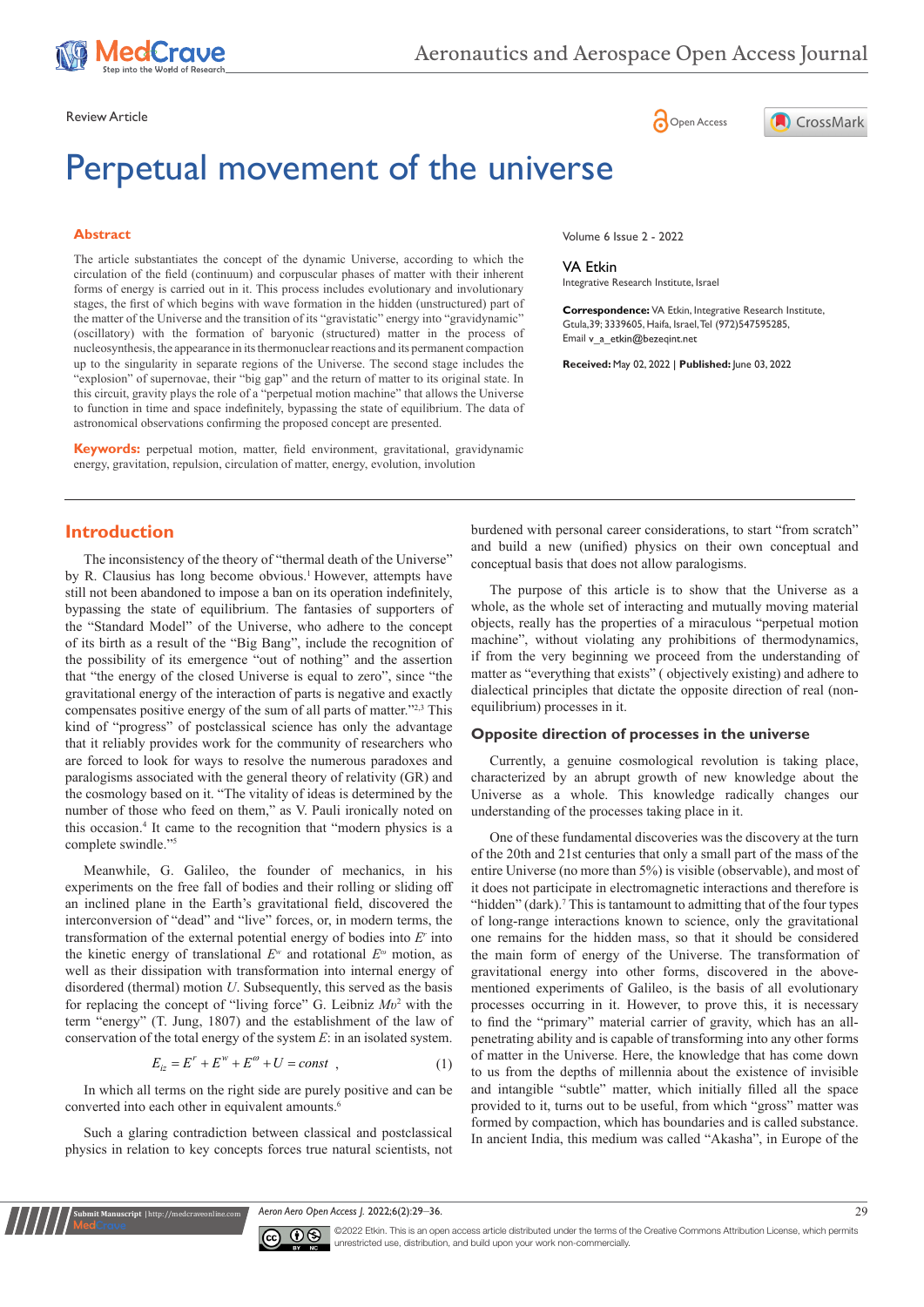Review Article

# Perpetual movement of the universe

## Abstract

The article substantiates the concept of the dynamic Universe, according to which the circulation of the field (continuum) and corpuscular phases of matter with their inherent forms of energy is carried out in it. This process includes evolutionary and involutionary stages, the first of which begins with wave formation in the hidden (unstructured) part of the matter of the Universe and the transition of its "gravistatic" energy into "gravidynamic" (oscillatory) with the formation of baryonic (structured) matter in the process of nucleosynthesis, the appearance in its thermonuclear reactions and its permanent compaction up to the singularity in separate regions of the Universe. The second stage includes the "explosion" of supernovae, their "big gap" and the return of matter to its original state. In this circuit, gravity plays the role of a "perpetual motion machine" that allows the Universe to function in time and space indefinitely, bypassing the state of equilibrium. The data of astronomical observations confirming the proposed concept are presented.

**Keywords:** perpetual motion, matter, field environment, gravitational, gravidynamic energy, gravitation, repulsion, circulation of matter, energy, evolution, involution

Volume 6 Issue 2 - 2022

**VA Etkin**

Integrative Research Institute, Israel

**Correspondence:** VA Etkin, Integrative Research Institute, Gtula,39; 3339605, Haifa, Israel, Tel (972)547595285, Email v_a_etkin@bezeqint.net

**Received:** May 02, 2022 | **Published:** June 03, 2022

## Introduction

The inconsistency of the theory of "thermal death of the Universe" by R. Clausius has long become obvious.[1] However, attempts have still not been abandoned to impose a ban on its operation indefinitely, bypassing the state of equilibrium. The fantasies of supporters of the "Standard Model" of the Universe, who adhere to the concept of its birth as a result of the "Big Bang", include the recognition of the possibility of its emergence "out of nothing" and the assertion that "the energy of the closed Universe is equal to zero", since "the gravitational energy of the interaction of parts is negative and exactly compensates positive energy of the sum of all parts of matter."[2,3] This kind of "progress" of postclassical science has only the advantage that it reliably provides work for the community of researchers who are forced to look for ways to resolve the numerous paradoxes and paralogisms associated with the general theory of relativity (GR) and the cosmology based on it. "The vitality of ideas is determined by the number of those who feed on them," as V. Pauli ironically noted on this occasion.[4] It came to the recognition that "modern physics is a complete swindle."[5]

Meanwhile, G. Galileo, the founder of mechanics, in his experiments on the free fall of bodies and their rolling or sliding off an inclined plane in the Earth's gravitational field, discovered the interconversion of "dead" and "live" forces, or, in modern terms, the transformation of the external potential energy of bodies into $E^r$ into the kinetic energy of translational $E^w$ and rotational $E^\omega$ motion, as well as their dissipation with transformation into internal energy of disordered (thermal) motion $U$. Subsequently, this served as the basis for replacing the concept of "living force" G. Leibniz $M\upsilon^2$ with the term "energy" (T. Jung, 1807) and the establishment of the law of conservation of the total energy of the system $E$: in an isolated system.

$$E_{iz} = E^r + E^w + E^\omega + U = const \quad , \qquad (1)$$

In which all terms on the right side are purely positive and can be converted into each other in equivalent amounts.[6]

Such a glaring contradiction between classical and postclassical physics in relation to key concepts forces true natural scientists, not burdened with personal career considerations, to start "from scratch" and build a new (unified) physics on their own conceptual and conceptual basis that does not allow paralogisms.

The purpose of this article is to show that the Universe as a whole, as the whole set of interacting and mutually moving material objects, really has the properties of a miraculous "perpetual motion machine", without violating any prohibitions of thermodynamics, if from the very beginning we proceed from the understanding of matter as "everything that exists" ( objectively existing) and adhere to dialectical principles that dictate the opposite direction of real (non-equilibrium) processes in it.

## Opposite direction of processes in the universe

Currently, a genuine cosmological revolution is taking place, characterized by an abrupt growth of new knowledge about the Universe as a whole. This knowledge radically changes our understanding of the processes taking place in it.

One of these fundamental discoveries was the discovery at the turn of the 20th and 21st centuries that only a small part of the mass of the entire Universe (no more than 5%) is visible (observable), and most of it does not participate in electromagnetic interactions and therefore is "hidden" (dark).[7] This is tantamount to admitting that of the four types of long-range interactions known to science, only the gravitational one remains for the hidden mass, so that it should be considered the main form of energy of the Universe. The transformation of gravitational energy into other forms, discovered in the above-mentioned experiments of Galileo, is the basis of all evolutionary processes occurring in it. However, to prove this, it is necessary to find the "primary" material carrier of gravity, which has an all-penetrating ability and is capable of transforming into any other forms of matter in the Universe. Here, the knowledge that has come down to us from the depths of millennia about the existence of invisible and intangible "subtle" matter, which initially filled all the space provided to it, turns out to be useful, from which "gross" matter was formed by compaction, which has boundaries and is called substance. In ancient India, this medium was called "Akasha", in Europe of the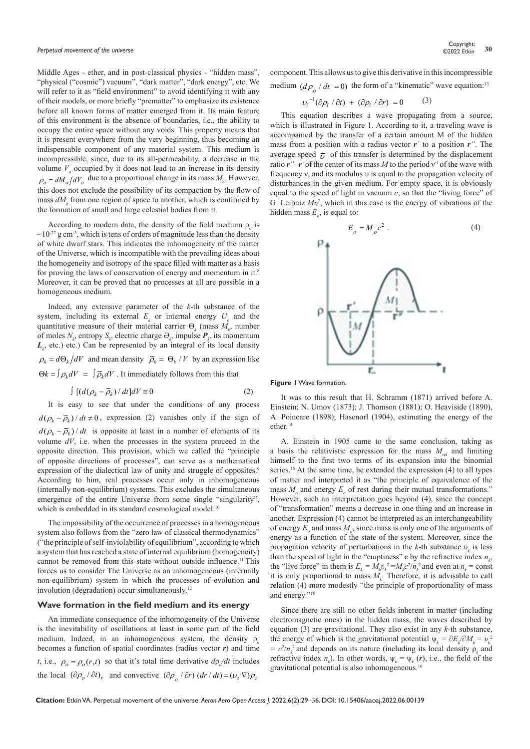Middle Ages - ether, and in post-classical physics - "hidden mass", "physical ("cosmic") vacuum", "dark matter", "dark energy", etc. We will refer to it as "field environment" to avoid identifying it with any of their models, or more briefly "prematter" to emphasize its existence before all known forms of matter emerged from it. Its main feature of this environment is the absence of boundaries, i.e., the ability to occupy the entire space without any voids. This property means that it is present everywhere from the very beginning, thus becoming an indispensable component of any material system. This medium is incompressible, since, due to its all-permeability, a decrease in the volume $V_o$ occupied by it does not lead to an increase in its density $\rho_o = dM_o/dV_o$ due to a proportional change in its mass $M_o$. However, this does not exclude the possibility of its compaction by the flow of mass $dM_o$ from one region of space to another, which is confirmed by the formation of small and large celestial bodies from it.

According to modern data, the density of the field medium $\rho_o$ is $\sim 10^{-27}$ g cm$^{-3}$, which is tens of orders of magnitude less than the density of white dwarf stars. This indicates the inhomogeneity of the matter of the Universe, which is incompatible with the prevailing ideas about the homogeneity and isotropy of the space filled with matter as a basis for proving the laws of conservation of energy and momentum in it.[8] Moreover, it can be proved that no processes at all are possible in a homogeneous medium.

Indeed, any extensive parameter of the *k*-th substance of the system, including its external $E_k$ or internal energy $U_k$ and the quantitative measure of their material carrier $\Theta_k$ (mass $M_k$, number of moles $N_k$, entropy $S_k$, electric charge $\ni_k$, impulse $\boldsymbol{P}_k$, its momentum $\boldsymbol{L}_k$, etc.) etc.) Can be represented by an integral of its local density $\rho_k = d\Theta_k/dV$ and mean density $\overline{\rho}_k = \Theta_k / V$ by an expression like $\Theta k = \int \rho_k dV = \int \overline{\rho}_k dV$. It immediately follows from this that

$$\int [(d(\rho_k - \overline{\rho}_k) / dt] dV \equiv 0 \qquad (2)$$

It is easy to see that under the conditions of any process $d(\rho_k - \overline{\rho}_k) / dt \neq 0$, expression (2) vanishes only if the sign of $d(\rho_k - \overline{\rho}_k) / dt$ is opposite at least in a number of elements of its volume $dV$, i.e. when the processes in the system proceed in the opposite direction. This provision, which we called the "principle of opposite directions of processes", can serve as a mathematical expression of the dialectical law of unity and struggle of opposites.[9] According to him, real processes occur only in inhomogeneous (internally non-equilibrium) systems. This excludes the simultaneous emergence of the entire Universe from some single "singularity", which is embedded in its standard cosmological model.[10]

The impossibility of the occurrence of processes in a homogeneous system also follows from the "zero law of classical thermodynamics" ("the principle of self-inviolability of equilibrium", according to which a system that has reached a state of internal equilibrium (homogeneity) cannot be removed from this state without outside influence.[11] This forces us to consider The Universe as an inhomogeneous (internally non-equilibrium) system in which the processes of evolution and involution (degradation) occur simultaneously.[12]

## Wave formation in the field medium and its energy

An immediate consequence of the inhomogeneity of the Universe is the inevitability of oscillations at least in some part of the field medium. Indeed, in an inhomogeneous system, the density $\rho_o$ becomes a function of spatial coordinates (radius vector $\boldsymbol{r}$) and time $t$, i.e., $\rho_o = \rho_o(r,t)$ so that it's total time derivative $d\rho_o/dt$ includes the local $(\partial\rho_o / \partial t)_r$ and convective $(\partial\rho_o / \partial r)\,(dr/dt) = (\upsilon_o \cdot \nabla)\rho_o$ component. This allows us to give this derivative in this incompressible medium $(d\rho_o / dt = 0)$ the form of a "kinematic" wave equation:[13]

$$\upsilon_i^{-1}(\partial\rho_i / \partial t) + (\partial\rho_i / \partial r) = 0 \qquad (3)$$

This equation describes a wave propagating from a source, which is illustrated in Figure 1. According to it, a traveling wave is accompanied by the transfer of a certain amount M of the hidden mass from a position with a radius vector $\boldsymbol{r}'$ to a position $\boldsymbol{r}''$. The average speed $\overline{\upsilon}$ of this transfer is determined by the displacement ratio $\boldsymbol{r}''$- $\boldsymbol{r}'$ of the center of its mass $M$ to the period $\nu^{-1}$ of the wave with frequency ν, and its modulus υ is equal to the propagation velocity of disturbances in the given medium. For empty space, it is obviously equal to the speed of light in vacuum $c$, so that the "living force" of G. Leibniz $Mv^2$, which in this case is the energy of vibrations of the hidden mass $E_o$, is equal to:

$$E_o = M_o c^2 . \qquad (4)$$

**Figure 1** Wave formation.

It was to this result that H. Schramm (1871) arrived before A. Einstein; N. Umov (1873); J. Thomson (1881); O. Heaviside (1890), A. Poincare (1898); Hasenorl (1904), estimating the energy of the ether.[14]

A. Einstein in 1905 came to the same conclusion, taking as a basis the relativistic expression for the mass $M_{rel}$ and limiting himself to the first two terms of its expansion into the binomial series.[15] At the same time, he extended the expression (4) to all types of matter and interpreted it as "the principle of equivalence of the mass $M_o$ and energy $E_o$ of rest during their mutual transformations." However, such an interpretation goes beyond (4), since the concept of "transformation" means a decrease in one thing and an increase in another. Expression (4) cannot be interpreted as an interchangeability of energy $E_o$ and mass $M_o$, since mass is only one of the arguments of energy as a function of the state of the system. Moreover, since the propagation velocity of perturbations in the *k*-th substance $\upsilon_k$ is less than the speed of light in the "emptiness" c by the refractive index $n_k$, the "live force" in them is $E_k = M_k\upsilon_k^2 = M_k c^2/n_k^2$ and even at $n_k$ = const it is only proportional to mass $M_k$. Therefore, it is advisable to call relation (4) more modestly "the principle of proportionality of mass and energy."[16]

Since there are still no other fields inherent in matter (including electromagnetic ones) in the hidden mass, the waves described by equation (3) are gravitational. They also exist in any *k*-th substance, the energy of which is the gravitational potential $\psi_k = \partial E_k/\partial M_k = \upsilon_k^2 = c^2/n_k^2$ and depends on its nature (including its local density $\rho_k$ and refractive index $n_k$). In other words, $\psi_k = \psi_k(\boldsymbol{r})$, i.e., the field of the gravitational potential is also inhomogeneous.[16]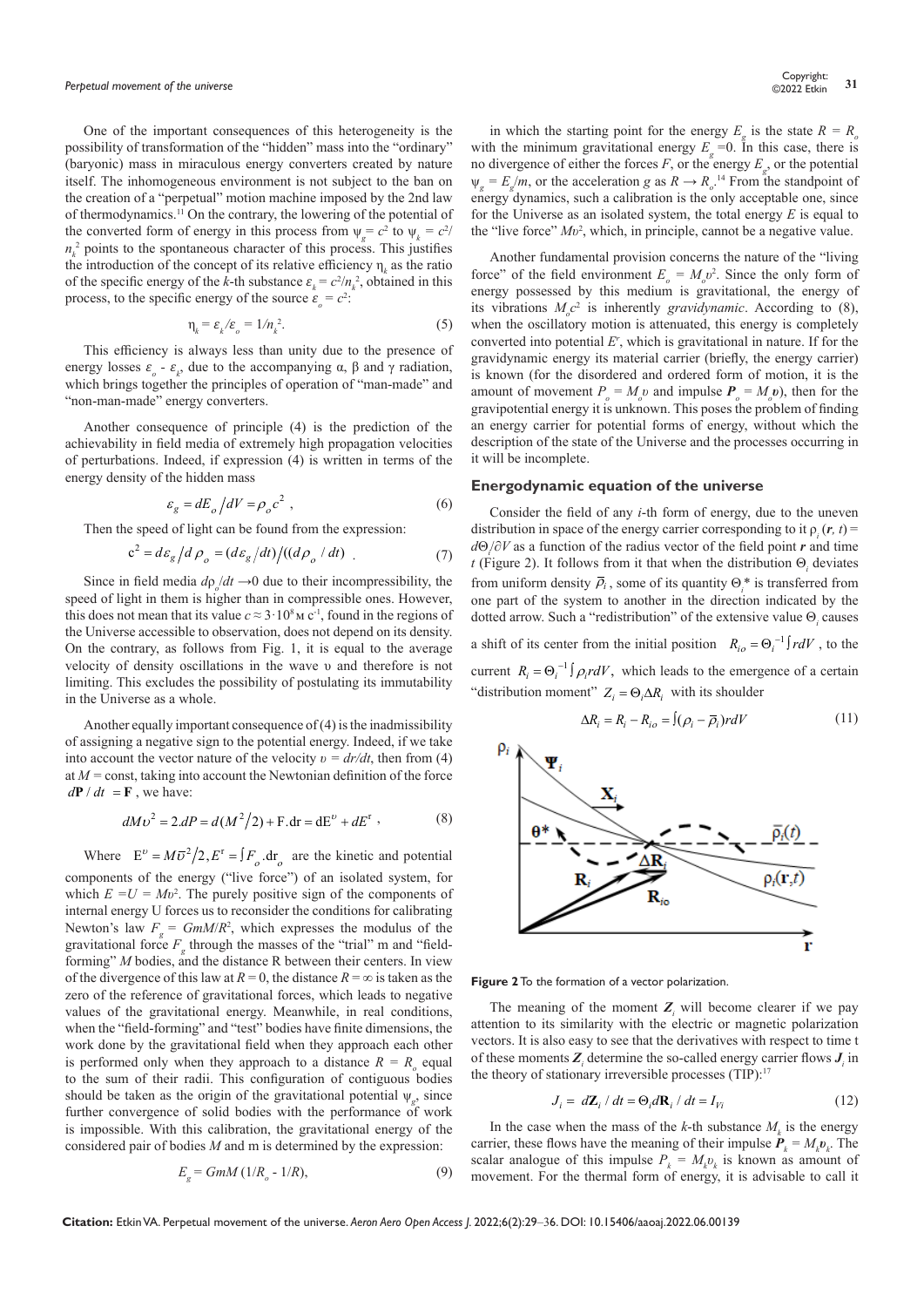One of the important consequences of this heterogeneity is the possibility of transformation of the "hidden" mass into the "ordinary" (baryonic) mass in miraculous energy converters created by nature itself. The inhomogeneous environment is not subject to the ban on the creation of a "perpetual" motion machine imposed by the 2nd law of thermodynamics.[11] On the contrary, the lowering of the potential of the converted form of energy in this process from $\psi_g = c^2$ to $\psi_k = c^2/n_k^2$ points to the spontaneous character of this process. This justifies the introduction of the concept of its relative efficiency $\eta_k$ as the ratio of the specific energy of the $k$-th substance $\varepsilon_k = c^2/n_k^2$, obtained in this process, to the specific energy of the source $\varepsilon_o = c^2$:

$$\eta_k = \varepsilon_k/\varepsilon_o = 1/n_k^2. \tag{5}$$

This efficiency is always less than unity due to the presence of energy losses $\varepsilon_o$ - $\varepsilon_k$, due to the accompanying α, β and γ radiation, which brings together the principles of operation of "man-made" and "non-man-made" energy converters.

Another consequence of principle (4) is the prediction of the achievability in field media of extremely high propagation velocities of perturbations. Indeed, if expression (4) is written in terms of the energy density of the hidden mass

$$\varepsilon_g = dE_o/dV = \rho_o c^2 , \tag{6}$$

Then the speed of light can be found from the expression:

$$c^2 = d\varepsilon_g/d\rho_o = (d\varepsilon_g/dt)/((d\rho_o/dt) \tag{7}$$

Since in field media $d\rho_o/dt \to 0$ due to their incompressibility, the speed of light in them is higher than in compressible ones. However, this does not mean that its value $c \approx 3 \cdot 10^8$ м c$^{-1}$, found in the regions of the Universe accessible to observation, does not depend on its density. On the contrary, as follows from Fig. 1, it is equal to the average velocity of density oscillations in the wave υ and therefore is not limiting. This excludes the possibility of postulating its immutability in the Universe as a whole.

Another equally important consequence of (4) is the inadmissibility of assigning a negative sign to the potential energy. Indeed, if we take into account the vector nature of the velocity $\upsilon = dr/dt$, then from (4) at $M$ = const, taking into account the Newtonian definition of the force $d\mathbf{P}/dt = \mathbf{F}$, we have:

$$dM\upsilon^2 = 2.dP = d(M^2/2) + \mathrm{F.dr} = dE^\upsilon + dE^r , \tag{8}$$

Where $E^\upsilon = M\bar{\upsilon}^2/2, E^r = \int F_o.dr_o$ are the kinetic and potential components of the energy ("live force") of an isolated system, for which $E = U = M\upsilon^2$. The purely positive sign of the components of internal energy U forces us to reconsider the conditions for calibrating Newton's law $F_g = GmM/R^2$, which expresses the modulus of the gravitational force $F_g$ through the masses of the "trial" m and "field-forming" $M$ bodies, and the distance R between their centers. In view of the divergence of this law at $R = 0$, the distance $R = \infty$ is taken as the zero of the reference of gravitational forces, which leads to negative values of the gravitational energy. Meanwhile, in real conditions, when the "field-forming" and "test" bodies have finite dimensions, the work done by the gravitational field when they approach each other is performed only when they approach to a distance $R = R_o$ equal to the sum of their radii. This configuration of contiguous bodies should be taken as the origin of the gravitational potential $\psi_g$, since further convergence of solid bodies with the performance of work is impossible. With this calibration, the gravitational energy of the considered pair of bodies $M$ and m is determined by the expression:

$$E_g = GmM\,(1/R_o - 1/R), \tag{9}$$

in which the starting point for the energy $E_g$ is the state $R = R_o$ with the minimum gravitational energy $E_g = 0$. In this case, there is no divergence of either the forces $F$, or the energy $E_g$, or the potential $\psi_g = E_g/m$, or the acceleration $g$ as $R \to R_o$.[14] From the standpoint of energy dynamics, such a calibration is the only acceptable one, since for the Universe as an isolated system, the total energy $E$ is equal to the "live force" $M\upsilon^2$, which, in principle, cannot be a negative value.

Another fundamental provision concerns the nature of the "living force" of the field environment $E_o = M_o\upsilon^2$. Since the only form of energy possessed by this medium is gravitational, the energy of its vibrations $M_oc^2$ is inherently *gravidynamic*. According to (8), when the oscillatory motion is attenuated, this energy is completely converted into potential $E^r$, which is gravitational in nature. If for the gravidynamic energy its material carrier (briefly, the energy carrier) is known (for the disordered and ordered form of motion, it is the amount of movement $P_o = M_o\upsilon$ and impulse $\boldsymbol{P}_o = M_o\boldsymbol{\upsilon}$), then for the gravipotential energy it is unknown. This poses the problem of finding an energy carrier for potential forms of energy, without which the description of the state of the Universe and the processes occurring in it will be incomplete.

## Energodynamic equation of the universe

Consider the field of any $i$-th form of energy, due to the uneven distribution in space of the energy carrier corresponding to it $\rho_i(\boldsymbol{r}, t) = d\Theta_i/\partial V$ as a function of the radius vector of the field point $\boldsymbol{r}$ and time $t$ (Figure 2). It follows from it that when the distribution $\Theta_i$ deviates from uniform density $\bar{\rho}_i$, some of its quantity $\Theta_i^*$ is transferred from one part of the system to another in the direction indicated by the dotted arrow. Such a "redistribution" of the extensive value $\Theta_i$ causes a shift of its center from the initial position $R_{io} = \Theta_i^{-1}\int r dV$, to the current $R_i = \Theta_i^{-1}\int \rho_i r dV$, which leads to the emergence of a certain "distribution moment" $Z_i = \Theta_i \Delta R_i$ with its shoulder

$$\Delta R_i = R_i - R_{io} = \int(\rho_i - \bar{\rho}_i) r dV \tag{11}$$

**Figure 2** To the formation of a vector polarization.

The meaning of the moment $\boldsymbol{Z}_i$ will become clearer if we pay attention to its similarity with the electric or magnetic polarization vectors. It is also easy to see that the derivatives with respect to time t of these moments $\boldsymbol{Z}_i$ determine the so-called energy carrier flows $\boldsymbol{J}_i$ in the theory of stationary irreversible processes (TIP):[17]

$$J_i = d\mathbf{Z}_i/dt = \Theta_i d\mathbf{R}_i/dt = I_{Vi} \tag{12}$$

In the case when the mass of the $k$-th substance $M_k$ is the energy carrier, these flows have the meaning of their impulse $\boldsymbol{P}_k = M_k\boldsymbol{\upsilon}_k$. The scalar analogue of this impulse $P_k = M_k\upsilon_k$ is known as amount of movement. For the thermal form of energy, it is advisable to call it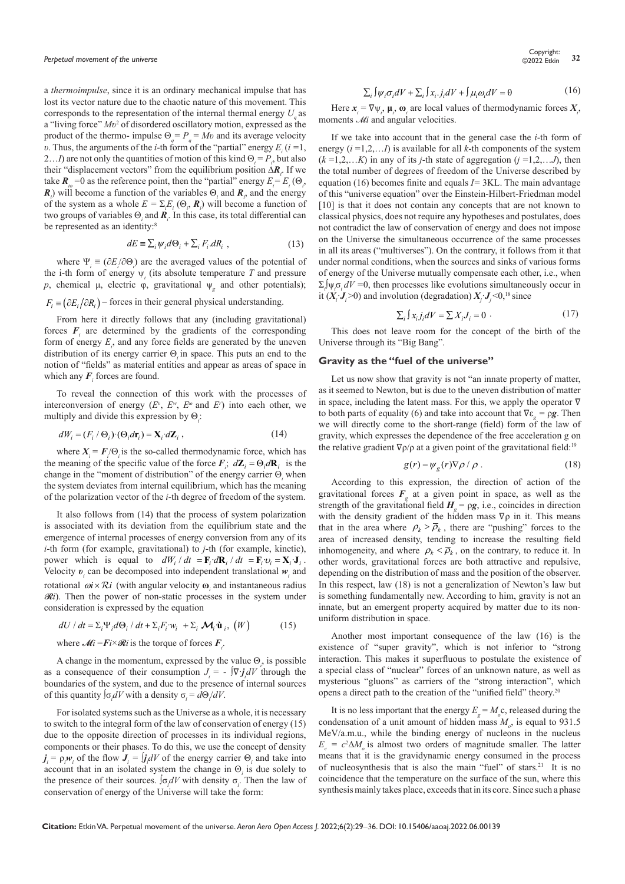a *thermoimpulse*, since it is an ordinary mechanical impulse that has lost its vector nature due to the chaotic nature of this movement. This corresponds to the representation of the internal thermal energy $U_q$ as a "living force" $Mv^2$ of disordered oscillatory motion, expressed as the product of the thermo- impulse $\Theta_q = P_q = Mv$ and its average velocity $v$. Thus, the arguments of the $i$-th form of the "partial" energy $E_i$ ($i$ =1, 2…$I$) are not only the quantities of motion of this kind $\Theta_i = P_i$, but also their "displacement vectors" from the equilibrium position $\Delta \boldsymbol{R}_i$. If we take $\boldsymbol{R}_{io}$ =0 as the reference point, then the "partial" energy $E_i = E_i(\Theta_i, \boldsymbol{R}_i)$ will become a function of the variables $\Theta_i$ and $\boldsymbol{R}_i$, and the energy of the system as a whole $E = \Sigma_i E_i(\Theta_i, \boldsymbol{R}_i)$ will become a function of two groups of variables $\Theta_i$ and $\boldsymbol{R}_i$. In this case, its total differential can be represented as an identity:[8]

$$dE \equiv \sum_i \psi_i d\Theta_i + \sum_i F_i dR_i \ , \tag{13}$$

where $\Psi_i \equiv (\partial E_i/\partial \Theta_i)$ are the averaged values of the potential of the i-th form of energy $\psi_i$ (its absolute temperature $T$ and pressure $p$, chemical μ, electric φ, gravitational $\psi_g$ and other potentials); $F_i \equiv \left(\partial E_i / \partial R_i\right)$ – forces in their general physical understanding.

From here it directly follows that any (including gravitational) forces $\boldsymbol{F}_i$ are determined by the gradients of the corresponding form of energy $E_i$, and any force fields are generated by the uneven distribution of its energy carrier $\Theta_i$ in space. This puts an end to the notion of "fields" as material entities and appear as areas of space in which any $\boldsymbol{F}_i$ forces are found.

To reveal the connection of this work with the processes of interconversion of energy ($E^v$, $E^w$, $E^\omega$ and $E^r$) into each other, we multiply and divide this expression by $\Theta_i$:

$$dW_i = (F_i / \Theta_i) \cdot (\Theta_i d\mathbf{r}_i) = \mathbf{X}_i \cdot d\mathbf{Z}_i \ , \tag{14}$$

where $\boldsymbol{X}_i = \boldsymbol{F}_i/\Theta_i$ is the so-called thermodynamic force, which has the meaning of the specific value of the force $\boldsymbol{F}_i$; $d\mathbf{Z}_i = \Theta_i d\mathbf{R}_i$ is the change in the "moment of distribution" of the energy carrier $\Theta_i$ when the system deviates from internal equilibrium, which has the meaning of the polarization vector of the $i$-th degree of freedom of the system.

It also follows from (14) that the process of system polarization is associated with its deviation from the equilibrium state and the emergence of internal processes of energy conversion from any of its $i$-th form (for example, gravitational) to $j$-th (for example, kinetic), power which is equal to $dW_i / dt = \mathbf{F}_i \cdot d\mathbf{R}_i / dt = \mathbf{F}_i \cdot v_i = \mathbf{X}_i \cdot \mathbf{J}_i$. Velocity $\boldsymbol{v}_i$ can be decomposed into independent translational $\boldsymbol{w}_i$ and rotational $\omega i \times \mathcal{R}i$ (with angular velocity $\boldsymbol{\omega}_i$ and instantaneous radius $\mathcal{R}i$). Then the power of non-static processes in the system under consideration is expressed by the equation

$$dU / dt = \Sigma_i \Psi_i d\Theta_i / dt + \Sigma_i F_i \cdot w_i \ + \Sigma_i \ \mathcal{M}_i \cdot \dot{\mathbf{u}}_i, \ (W) \tag{15}$$

where $\mathcal{M}i = \boldsymbol{F}i \times \mathcal{R}i$ is the torque of forces $\boldsymbol{F}_i$.

A change in the momentum, expressed by the value $\Theta_i$, is possible as a consequence of their consumption $J_i = -\int \nabla \cdot \boldsymbol{j}_i dV$ through the boundaries of the system, and due to the presence of internal sources of this quantity $\int \sigma_i dV$ with a density $\sigma_i = d\Theta_i/dV$.

For isolated systems such as the Universe as a whole, it is necessary to switch to the integral form of the law of conservation of energy (15) due to the opposite direction of processes in its individual regions, components or their phases. To do this, we use the concept of density $\boldsymbol{j}_i = \rho_i \boldsymbol{w}_i$ of the flow $\boldsymbol{J}_i = \int \boldsymbol{j}_i dV$ of the energy carrier $\Theta_i$ and take into account that in an isolated system the change in $\Theta_i$ is due solely to the presence of their sources. $\int \sigma_i dV$ with density $\sigma_i$. Then the law of conservation of energy of the Universe will take the form:

$$\sum_i \int \psi_i \sigma_i dV + \sum_i \int x_i \cdot j_i dV + \int \mu_i \omega_i dV = 0 \tag{16}$$

Here $\boldsymbol{x}_i = \nabla \psi_i$, $\boldsymbol{\mu}_i$, $\boldsymbol{\omega}_i$ are local values of thermodynamic forces $\boldsymbol{X}_i$, moments $\mathcal{M}i$ and angular velocities.

If we take into account that in the general case the $i$-th form of energy ($i$ =1,2,…$I$) is available for all $k$-th components of the system ($k$ =1,2,…$K$) in any of its $j$-th state of aggregation ($j$ =1,2,….$J$), then the total number of degrees of freedom of the Universe described by equation (16) becomes finite and equals $I$= 3KL. The main advantage of this "universe equation" over the Einstein-Hilbert-Friedman model [10] is that it does not contain any concepts that are not known to classical physics, does not require any hypotheses and postulates, does not contradict the law of conservation of energy and does not impose on the Universe the simultaneous occurrence of the same processes in all its areas ("multiverses"). On the contrary, it follows from it that under normal conditions, when the sources and sinks of various forms of energy of the Universe mutually compensate each other, i.e., when $\Sigma_i \int \psi_i \sigma_i dV$ =0, then processes like evolutions simultaneously occur in it ($\boldsymbol{X}_i \cdot \boldsymbol{J}_i$>0) and involution (degradation) $\boldsymbol{X}_j \cdot \boldsymbol{J}_j$<0,[18] since

$$\sum_i \int x_i j_i dV = \sum X_i J_i = 0 \ . \tag{17}$$

This does not leave room for the concept of the birth of the Universe through its "Big Bang".

## Gravity as the "fuel of the universe"

Let us now show that gravity is not "an innate property of matter, as it seemed to Newton, but is due to the uneven distribution of matter in space, including the latent mass. For this, we apply the operator ∇ to both parts of equality (6) and take into account that $\nabla \varepsilon_g = \rho \boldsymbol{g}$. Then we will directly come to the short-range (field) form of the law of gravity, which expresses the dependence of the free acceleration g on the relative gradient ∇ρ/ρ at a given point of the gravitational field:[19]

$$g(r) = \psi_g(r) \nabla \rho / \rho \ . \tag{18}$$

According to this expression, the direction of action of the gravitational forces $\boldsymbol{F}_g$ at a given point in space, as well as the strength of the gravitational field $\boldsymbol{H}_g = \rho \boldsymbol{g}$, i.e., coincides in direction with the density gradient of the hidden mass ∇ρ in it. This means that in the area where $\rho_k > \overline{\rho}_k$, there are "pushing" forces to the area of increased density, tending to increase the resulting field inhomogeneity, and where $\rho_k < \overline{\rho}_k$, on the contrary, to reduce it. In other words, gravitational forces are both attractive and repulsive, depending on the distribution of mass and the position of the observer. In this respect, law (18) is not a generalization of Newton's law but is something fundamentally new. According to him, gravity is not an innate, but an emergent property acquired by matter due to its non-uniform distribution in space.

Another most important consequence of the law (16) is the existence of "super gravity", which is not inferior to "strong interaction. This makes it superfluous to postulate the existence of a special class of "nuclear" forces of an unknown nature, as well as mysterious "gluons" as carriers of the "strong interaction", which opens a direct path to the creation of the "unified field" theory.[20]

It is no less important that the energy $E_g = M_o c$, released during the condensation of a unit amount of hidden mass $M_o$, is equal to 931.5 MeV/a.m.u., while the binding energy of nucleons in the nucleus $E_c = c^2 \Delta M_o$ is almost two orders of magnitude smaller. The latter means that it is the gravidynamic energy consumed in the process of nucleosynthesis that is also the main "fuel" of stars.[21] It is no coincidence that the temperature on the surface of the sun, where this synthesis mainly takes place, exceeds that in its core. Since such a phase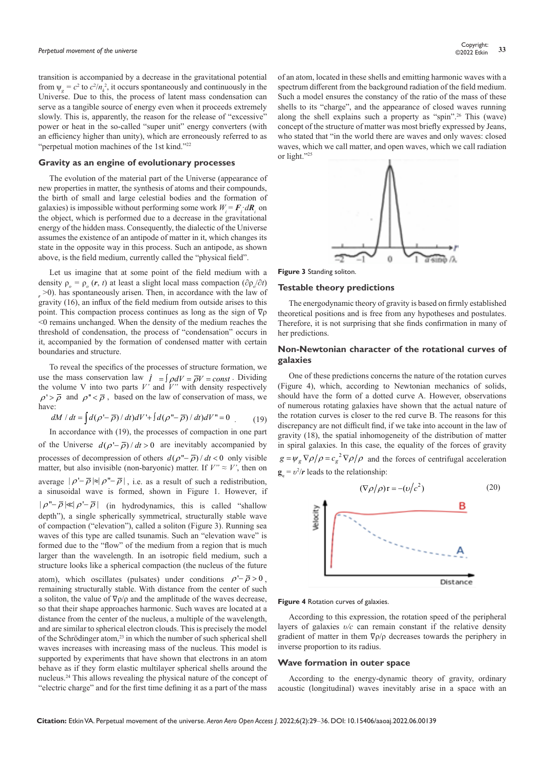transition is accompanied by a decrease in the gravitational potential from $\psi_g = c^2$ to $c^2/n_k^2$, it occurs spontaneously and continuously in the Universe. Due to this, the process of latent mass condensation can serve as a tangible source of energy even when it proceeds extremely slowly. This is, apparently, the reason for the release of "excessive" power or heat in the so-called "super unit" energy converters (with an efficiency higher than unity), which are erroneously referred to as "perpetual motion machines of the 1st kind."[22]

## Gravity as an engine of evolutionary processes

The evolution of the material part of the Universe (appearance of new properties in matter, the synthesis of atoms and their compounds, the birth of small and large celestial bodies and the formation of galaxies) is impossible without performing some work $W_i = \mathbf{F}_i \cdot d\mathbf{R}_i$ on the object, which is performed due to a decrease in the gravitational energy of the hidden mass. Consequently, the dialectic of the Universe assumes the existence of an antipode of matter in it, which changes its state in the opposite way in this process. Such an antipode, as shown above, is the field medium, currently called the "physical field".

Let us imagine that at some point of the field medium with a density $\rho_o = \rho_o(\mathbf{r}, t)$ at least a slight local mass compaction $(\partial\rho_o/\partial t)_r > 0$). has spontaneously arisen. Then, in accordance with the law of gravity (16), an influx of the field medium from outside arises to this point. This compaction process continues as long as the sign of $\nabla\rho < 0$ remains unchanged. When the density of the medium reaches the threshold of condensation, the process of "condensation" occurs in it, accompanied by the formation of condensed matter with certain boundaries and structure.

To reveal the specifics of the processes of structure formation, we use the mass conservation law $M = \int \rho dV = \bar{\rho} V = const$. Dividing the volume V into two parts $V'$ and $V''$ with density respectively $\rho' > \bar{\rho}$ and $\rho'' < \bar{\rho}$, based on the law of conservation of mass, we have:

$$dM/dt = \int d(\rho' - \bar{\rho})/dt)dV' + \int d(\rho'' - \bar{\rho})/dt)dV'' = 0 \qquad (19)$$

In accordance with (19), the processes of compaction in one part of the Universe $d(\rho' - \bar{\rho})/dt > 0$ are inevitably accompanied by processes of decompression of others $d(\rho'' - \bar{\rho})/dt < 0$ only visible matter, but also invisible (non-baryonic) matter. If $V'' \approx V'$, then on average $|\rho' - \bar{\rho}| \approx |\rho'' - \bar{\rho}|$, i.e. as a result of such a redistribution, a sinusoidal wave is formed, shown in Figure 1. However, if $|\rho'' - \bar{\rho}| \ll |\rho' - \bar{\rho}|$ (in hydrodynamics, this is called "shallow depth"), a single spherically symmetrical, structurally stable wave of compaction ("elevation"), called a soliton (Figure 3). Running sea waves of this type are called tsunamis. Such an "elevation wave" is formed due to the "flow" of the medium from a region that is much larger than the wavelength. In an isotropic field medium, such a structure looks like a spherical compaction (the nucleus of the future atom), which oscillates (pulsates) under conditions $\rho' - \bar{\rho} > 0$, remaining structurally stable. With distance from the center of such a soliton, the value of $\nabla\rho/\rho$ and the amplitude of the waves decrease, so that their shape approaches harmonic. Such waves are located at a distance from the center of the nucleus, a multiple of the wavelength, and are similar to spherical electron clouds. This is precisely the model of the Schrödinger atom,[23] in which the number of such spherical shell waves increases with increasing mass of the nucleus. This model is supported by experiments that have shown that electrons in an atom behave as if they form elastic multilayer spherical shells around the nucleus.[24] This allows revealing the physical nature of the concept of "electric charge" and for the first time defining it as a part of the mass of an atom, located in these shells and emitting harmonic waves with a spectrum different from the background radiation of the field medium. Such a model ensures the constancy of the ratio of the mass of these shells to its "charge", and the appearance of closed waves running along the shell such a property as "spin".[26] This (wave) concept of the structure of matter was most briefly expressed by Jeans, who stated that "in the world there are waves and only waves: closed waves, which we call matter, and open waves, which we call radiation or light."[25]

**Figure 3** Standing soliton.

## Testable theory predictions

The energodynamic theory of gravity is based on firmly established theoretical positions and is free from any hypotheses and postulates. Therefore, it is not surprising that she finds confirmation in many of her predictions.

## Non-Newtonian character of the rotational curves of galaxies

One of these predictions concerns the nature of the rotation curves (Figure 4), which, according to Newtonian mechanics of solids, should have the form of a dotted curve A. However, observations of numerous rotating galaxies have shown that the actual nature of the rotation curves is closer to the red curve B. The reasons for this discrepancy are not difficult find, if we take into account in the law of gravity (18), the spatial inhomogeneity of the distribution of matter in spiral galaxies. In this case, the equality of the forces of gravity $g = \psi_g \nabla\rho/\rho = c_g^2 \nabla\rho/\rho$ and the forces of centrifugal acceleration $\mathbf{g}_u = \upsilon^2/\mathbf{r}$ leads to the relationship:

$$(\nabla\rho/\rho)\mathrm{r} = -(\upsilon/c^2) \qquad (20)$$

**Figure 4** Rotation curves of galaxies.

According to this expression, the rotation speed of the peripheral layers of galaxies $\upsilon/c$ can remain constant if the relative density gradient of matter in them $\nabla\rho/\rho$ decreases towards the periphery in inverse proportion to its radius.

## Wave formation in outer space

According to the energy-dynamic theory of gravity, ordinary acoustic (longitudinal) waves inevitably arise in a space with an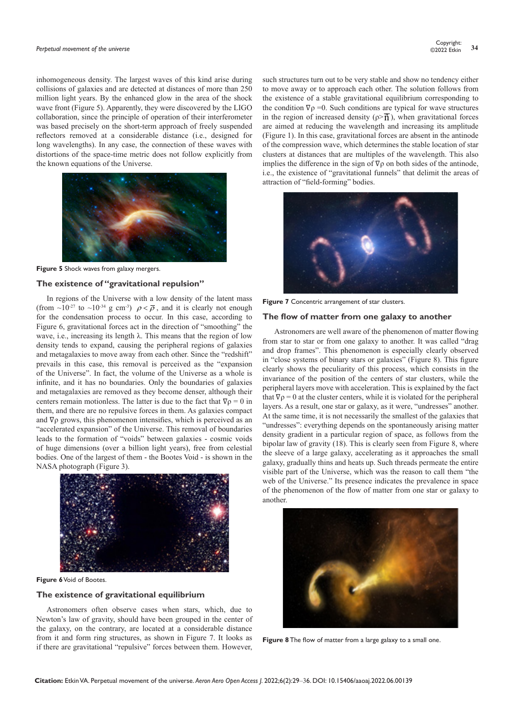inhomogeneous density. The largest waves of this kind arise during collisions of galaxies and are detected at distances of more than 250 million light years. By the enhanced glow in the area of the shock wave front (Figure 5). Apparently, they were discovered by the LIGO collaboration, since the principle of operation of their interferometer was based precisely on the short-term approach of freely suspended reflectors removed at a considerable distance (i.e., designed for long wavelengths). In any case, the connection of these waves with distortions of the space-time metric does not follow explicitly from the known equations of the Universe.

**Figure 5** Shock waves from galaxy mergers.

### The existence of "gravitational repulsion"

In regions of the Universe with a low density of the latent mass (from ~$10^{-27}$ to ~$10^{-34}$ g cm$^{-3}$) $\rho < \bar{\rho}$, and it is clearly not enough for the condensation process to occur. In this case, according to Figure 6, gravitational forces act in the direction of "smoothing" the wave, i.e., increasing its length λ. This means that the region of low density tends to expand, causing the peripheral regions of galaxies and metagalaxies to move away from each other. Since the "redshift" prevails in this case, this removal is perceived as the "expansion of the Universe". In fact, the volume of the Universe as a whole is infinite, and it has no boundaries. Only the boundaries of galaxies and metagalaxies are removed as they become denser, although their centers remain motionless. The latter is due to the fact that $\nabla\rho = 0$ in them, and there are no repulsive forces in them. As galaxies compact and $\nabla\rho$ grows, this phenomenon intensifies, which is perceived as an "accelerated expansion" of the Universe. This removal of boundaries leads to the formation of "voids" between galaxies - cosmic voids of huge dimensions (over a billion light years), free from celestial bodies. One of the largest of them - the Bootes Void - is shown in the NASA photograph (Figure 3).

**Figure 6** Void of Bootes.

### The existence of gravitational equilibrium

Astronomers often observe cases when stars, which, due to Newton's law of gravity, should have been grouped in the center of the galaxy, on the contrary, are located at a considerable distance from it and form ring structures, as shown in Figure 7. It looks as if there are gravitational "repulsive" forces between them. However, such structures turn out to be very stable and show no tendency either to move away or to approach each other. The solution follows from the existence of a stable gravitational equilibrium corresponding to the condition $\nabla\rho = 0$. Such conditions are typical for wave structures in the region of increased density ($\rho > \bar{\rho}$), when gravitational forces are aimed at reducing the wavelength and increasing its amplitude (Figure 1). In this case, gravitational forces are absent in the antinode of the compression wave, which determines the stable location of star clusters at distances that are multiples of the wavelength. This also implies the difference in the sign of $\nabla\rho$ on both sides of the antinode, i.e., the existence of "gravitational funnels" that delimit the areas of attraction of "field-forming" bodies.

**Figure 7** Concentric arrangement of star clusters.

### The flow of matter from one galaxy to another

Astronomers are well aware of the phenomenon of matter flowing from star to star or from one galaxy to another. It was called "drag and drop frames". This phenomenon is especially clearly observed in "close systems of binary stars or galaxies" (Figure 8). This figure clearly shows the peculiarity of this process, which consists in the invariance of the position of the centers of star clusters, while the peripheral layers move with acceleration. This is explained by the fact that $\nabla\rho = 0$ at the cluster centers, while it is violated for the peripheral layers. As a result, one star or galaxy, as it were, "undresses" another. At the same time, it is not necessarily the smallest of the galaxies that "undresses": everything depends on the spontaneously arising matter density gradient in a particular region of space, as follows from the bipolar law of gravity (18). This is clearly seen from Figure 8, where the sleeve of a large galaxy, accelerating as it approaches the small galaxy, gradually thins and heats up. Such threads permeate the entire visible part of the Universe, which was the reason to call them "the web of the Universe." Its presence indicates the prevalence in space of the phenomenon of the flow of matter from one star or galaxy to another.

**Figure 8** The flow of matter from a large galaxy to a small one.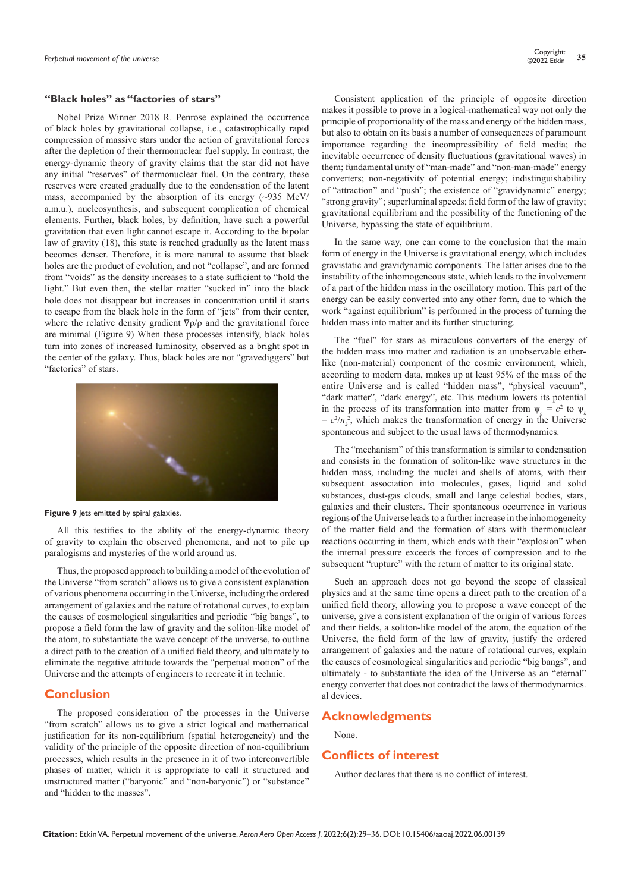### "Black holes" as "factories of stars"

Nobel Prize Winner 2018 R. Penrose explained the occurrence of black holes by gravitational collapse, i.e., catastrophically rapid compression of massive stars under the action of gravitational forces after the depletion of their thermonuclear fuel supply. In contrast, the energy-dynamic theory of gravity claims that the star did not have any initial "reserves" of thermonuclear fuel. On the contrary, these reserves were created gradually due to the condensation of the latent mass, accompanied by the absorption of its energy (~935 MeV/ a.m.u.), nucleosynthesis, and subsequent complication of chemical elements. Further, black holes, by definition, have such a powerful gravitation that even light cannot escape it. According to the bipolar law of gravity (18), this state is reached gradually as the latent mass becomes denser. Therefore, it is more natural to assume that black holes are the product of evolution, and not "collapse", and are formed from "voids" as the density increases to a state sufficient to "hold the light." But even then, the stellar matter "sucked in" into the black hole does not disappear but increases in concentration until it starts to escape from the black hole in the form of "jets" from their center, where the relative density gradient $\nabla\rho/\rho$ and the gravitational force are minimal (Figure 9) When these processes intensify, black holes turn into zones of increased luminosity, observed as a bright spot in the center of the galaxy. Thus, black holes are not "gravediggers" but "factories" of stars.

**Figure 9** Jets emitted by spiral galaxies.

All this testifies to the ability of the energy-dynamic theory of gravity to explain the observed phenomena, and not to pile up paralogisms and mysteries of the world around us.

Thus, the proposed approach to building a model of the evolution of the Universe "from scratch" allows us to give a consistent explanation of various phenomena occurring in the Universe, including the ordered arrangement of galaxies and the nature of rotational curves, to explain the causes of cosmological singularities and periodic "big bangs", to propose a field form the law of gravity and the soliton-like model of the atom, to substantiate the wave concept of the universe, to outline a direct path to the creation of a unified field theory, and ultimately to eliminate the negative attitude towards the "perpetual motion" of the Universe and the attempts of engineers to recreate it in technic.

## Conclusion

The proposed consideration of the processes in the Universe "from scratch" allows us to give a strict logical and mathematical justification for its non-equilibrium (spatial heterogeneity) and the validity of the principle of the opposite direction of non-equilibrium processes, which results in the presence in it of two interconvertible phases of matter, which it is appropriate to call it structured and unstructured matter ("baryonic" and "non-baryonic") or "substance" and "hidden to the masses".

Consistent application of the principle of opposite direction makes it possible to prove in a logical-mathematical way not only the principle of proportionality of the mass and energy of the hidden mass, but also to obtain on its basis a number of consequences of paramount importance regarding the incompressibility of field media; the inevitable occurrence of density fluctuations (gravitational waves) in them; fundamental unity of "man-made" and "non-man-made" energy converters; non-negativity of potential energy; indistinguishability of "attraction" and "push"; the existence of "gravidynamic" energy; "strong gravity"; superluminal speeds; field form of the law of gravity; gravitational equilibrium and the possibility of the functioning of the Universe, bypassing the state of equilibrium.

In the same way, one can come to the conclusion that the main form of energy in the Universe is gravitational energy, which includes gravistatic and gravidynamic components. The latter arises due to the instability of the inhomogeneous state, which leads to the involvement of a part of the hidden mass in the oscillatory motion. This part of the energy can be easily converted into any other form, due to which the work "against equilibrium" is performed in the process of turning the hidden mass into matter and its further structuring.

The "fuel" for stars as miraculous converters of the energy of the hidden mass into matter and radiation is an unobservable ether-like (non-material) component of the cosmic environment, which, according to modern data, makes up at least 95% of the mass of the entire Universe and is called "hidden mass", "physical vacuum", "dark matter", "dark energy", etc. This medium lowers its potential in the process of its transformation into matter from $\psi_g = c^2$ to $\psi_k = c^2/n_k^2$, which makes the transformation of energy in the Universe spontaneous and subject to the usual laws of thermodynamics.

The "mechanism" of this transformation is similar to condensation and consists in the formation of soliton-like wave structures in the hidden mass, including the nuclei and shells of atoms, with their subsequent association into molecules, gases, liquid and solid substances, dust-gas clouds, small and large celestial bodies, stars, galaxies and their clusters. Their spontaneous occurrence in various regions of the Universe leads to a further increase in the inhomogeneity of the matter field and the formation of stars with thermonuclear reactions occurring in them, which ends with their "explosion" when the internal pressure exceeds the forces of compression and to the subsequent "rupture" with the return of matter to its original state.

Such an approach does not go beyond the scope of classical physics and at the same time opens a direct path to the creation of a unified field theory, allowing you to propose a wave concept of the universe, give a consistent explanation of the origin of various forces and their fields, a soliton-like model of the atom, the equation of the Universe, the field form of the law of gravity, justify the ordered arrangement of galaxies and the nature of rotational curves, explain the causes of cosmological singularities and periodic "big bangs", and ultimately - to substantiate the idea of the Universe as an "eternal" energy converter that does not contradict the laws of thermodynamics. al devices.

## Acknowledgments

None.

## Conflicts of interest

Author declares that there is no conflict of interest.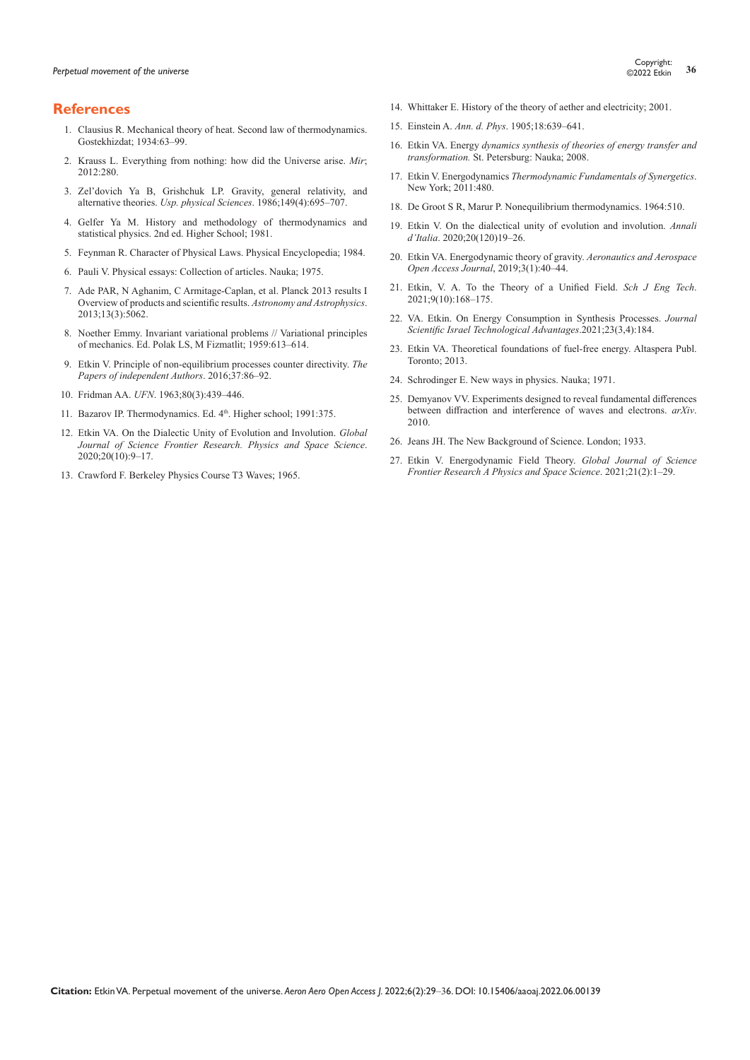## References

1. Clausius R. Mechanical theory of heat. Second law of thermodynamics. Gostekhizdat; 1934:63–99.
2. Krauss L. Everything from nothing: how did the Universe arise. *Mir*; 2012:280.
3. Zel'dovich Ya B, Grishchuk LP. Gravity, general relativity, and alternative theories. *Usp. physical Sciences*. 1986;149(4):695–707.
4. Gelfer Ya M. History and methodology of thermodynamics and statistical physics. 2nd ed. Higher School; 1981.
5. Feynman R. Character of Physical Laws. Physical Encyclopedia; 1984.
6. Pauli V. Physical essays: Collection of articles. Nauka; 1975.
7. Ade PAR, N Aghanim, C Armitage-Caplan, et al. Planck 2013 results I Overview of products and scientific results. *Astronomy and Astrophysics*. 2013;13(3):5062.
8. Noether Emmy. Invariant variational problems // Variational principles of mechanics. Ed. Polak LS, M Fizmatlit; 1959:613–614.
9. Etkin V. Principle of non-equilibrium processes counter directivity. *The Papers of independent Authors*. 2016;37:86–92.
10. Fridman AA. *UFN*. 1963;80(3):439–446.
11. Bazarov IP. Thermodynamics. Ed. 4th. Higher school; 1991:375.
12. Etkin VA. On the Dialectic Unity of Evolution and Involution. *Global Journal of Science Frontier Research. Physics and Space Science*. 2020;20(10):9–17.
13. Crawford F. Berkeley Physics Course T3 Waves; 1965.
14. Whittaker E. History of the theory of aether and electricity; 2001.
15. Einstein A. *Ann. d. Phys*. 1905;18:639–641.
16. Etkin VA. Energy *dynamics synthesis of theories of energy transfer and transformation.* St. Petersburg: Nauka; 2008.
17. Etkin V. Energodynamics *Thermodynamic Fundamentals of Synergetics*. New York; 2011:480.
18. De Groot S R, Marur P. Nonequilibrium thermodynamics. 1964:510.
19. Etkin V. On the dialectical unity of evolution and involution. *Annali d'Italia*. 2020;20(120)19–26.
20. Etkin VA. Energodynamic theory of gravity. *Aeronautics and Aerospace Open Access Journal*, 2019;3(1):40–44.
21. Etkin, V. A. To the Theory of a Unified Field. *Sch J Eng Tech*. 2021;9(10):168–175.
22. VA. Etkin. On Energy Consumption in Synthesis Processes. *Journal Scientific Israel Technological Advantages*.2021;23(3,4):184.
23. Etkin VA. Theoretical foundations of fuel-free energy. Altaspera Publ. Toronto; 2013.
24. Schrodinger E. New ways in physics. Nauka; 1971.
25. Demyanov VV. Experiments designed to reveal fundamental differences between diffraction and interference of waves and electrons. *arXiv*. 2010.
26. Jeans JH. The New Background of Science. London; 1933.
27. Etkin V. Energodynamic Field Theory. *Global Journal of Science Frontier Research A Physics and Space Science*. 2021;21(2):1–29.